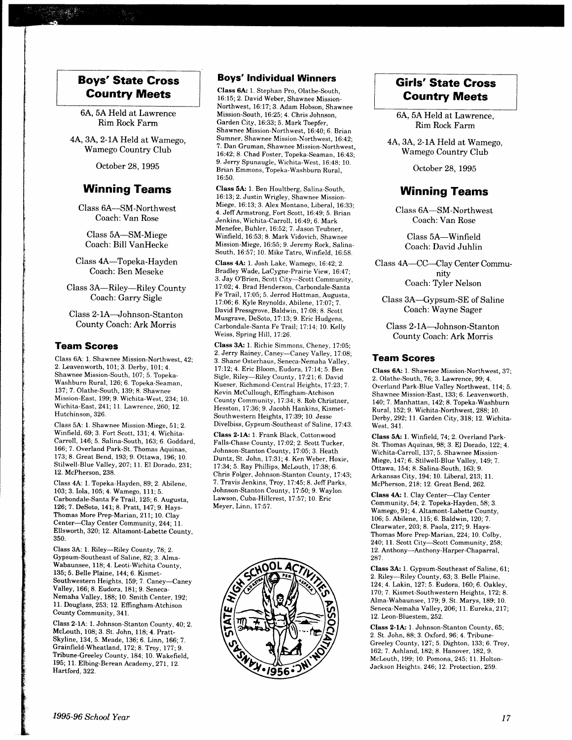## Boys' State Cross Country Meets

6A, 5A Held at Lawrence Rim Rock Farm

4A, 3A, 2-1A Held at Wamego, Wamego Country Club

October 28, 1995

## Winning Teams

Class 6A—SM-Northwest
Coach: Van Rose

Class 5A—SM-Miege
Coach: Bill VanHecke

Class 4A—Topeka-Hayden
Coach: Ben Meseke

Class 3A—Riley—Riley County
Coach: Garry Sigle

Class 2-1A—Johnson-Stanton County Coach: Ark Morris

### Team Scores

Class 6A: 1. Shawnee Mission-Northwest, 42; 2. Leavenworth, 101; 3. Derby, 101; 4. Shawnee Mission-South, 107; 5. Topeka-Washburn Rural, 126; 6. Topeka-Seaman, 137; 7. Olathe-South, 139; 8. Shawnee Mission-East, 199; 9. Wichita-West, 234; 10. Wichita-East, 241; 11. Lawrence, 260; 12. Hutchinson, 326.

Class 5A: 1. Shawnee Mission-Miege, 51; 2. Winfield, 69; 3. Fort Scott, 131; 4. Wichita-Carroll, 146; 5. Salina-South, 163; 6. Goddard, 166; 7. Overland Park-St. Thomas Aquinas, 173; 8. Great Bend, 193; 9. Ottawa, 196; 10. Stilwell-Blue Valley, 207; 11. El Dorado, 231; 12. McPherson, 238.

Class 4A: 1. Topeka-Hayden, 89; 2. Abilene, 103; 3. Iola, 105; 4. Wamego, 111; 5. Carbondale-Santa Fe Trail, 125; 6. Augusta, 126; 7. DeSoto, 141; 8. Pratt, 147; 9. Hays-Thomas More Prep-Marian, 211; 10. Clay Center—Clay Center Community, 244; 11. Ellsworth, 320; 12. Altamont-Labette County, 350.

Class 3A: 1. Riley—Riley County, 78; 2. Gypsum-Southeast of Saline, 82; 3. Alma-Wabaunsee, 118; 4. Leoti-Wichita County, 135; 5. Belle Plaine, 144; 6. Kismet-Southwestern Heights, 159; 7. Caney—Caney Valley, 166; 8. Eudora, 181; 9. Seneca-Nemaha Valley, 188; 10. Smith Center, 192; 11. Douglass, 253; 12. Effingham-Atchison County Community, 341.

Class 2-1A: 1. Johnson-Stanton County, 40; 2. McLouth, 108; 3. St. John, 118; 4. Pratt-Skyline, 134, 5. Meade, 136; 6. Linn, 166; 7. Grainfield-Wheatland, 172; 8. Troy, 177; 9. Tribune-Greeley County, 184; 10. Wakefield, 195; 11. Elbing-Berean Academy, 271, 12. Hartford, 322.

### Boys' Individual Winners

**Class 6A:** 1. Stephan Pro, Olathe-South, 16:15; 2. David Weber, Shawnee Mission-Northwest, 16:17; 3. Adam Hobson, Shawnee Mission-South, 16:25; 4. Chris Johnson, Garden City, 16:33; 5. Mark Toepfer, Shawnee Mission-Northwest, 16:40; 6. Brian Sumner, Shawnee Mission-Northwest, 16:42; 7. Dan Gruman, Shawnee Mission-Northwest, 16:42; 8. Chad Foster, Topeka-Seaman, 16:43; 9. Jerry Spunaugle, Wichita-West, 16:48; 10. Brian Emmons, Topeka-Washburn Rural, 16:50.

**Class 5A:** 1. Ben Houltberg, Salina-South, 16:13; 2. Justin Wrigley, Shawnee Mission-Miege, 16:13; 3. Alex Montano, Liberal, 16:33; 4. Jeff Armstrong, Fort Scott, 16:49; 5. Brian Jenkins, Wichita-Carroll, 16:49; 6. Mark Menefee, Buhler, 16:52; 7. Jason Teubner, Winfield, 16:53; 8. Mark Vidovich, Shawnee Mission-Miege, 16:55; 9. Jeremy Rock, Salina-South, 16:57; 10. Mike Tatro, Winfield, 16:58.

**Class 4A:** 1. Josh Lake, Wamego, 16:42; 2. Bradley Wade, LaCygne-Prairie View, 16:47; 3. Jay O'Brien, Scott City—Scott Community, 17:02; 4. Brad Henderson, Carbondale-Santa Fe Trail, 17:05; 5. Jerrod Hottman, Augusta, 17:06; 6. Kyle Reynolds, Abilene, 17:07; 7. David Pressgrove, Baldwin, 17:08; 8. Scott Musgrave, DeSoto, 17:13; 9. Eric Hudgens, Carbondale-Santa Fe Trail; 17:14; 10. Kelly Weiss, Spring Hill, 17:26.

**Class 3A:** 1. Richie Simmons, Cheney, 17:05; 2. Jerry Rainey, Caney—Caney Valley, 17:08; 3. Shane Osterhaus, Seneca-Nemaha Valley, 17:12; 4. Eric Bloom, Eudora, 17:14; 5. Ben Sigle, Riley—Riley County, 17:21; 6. David Kueser, Richmond-Central Heights, 17:23; 7. Kevin McCullough, Effingham-Atchison County Community, 17:34; 8. Rob Christner, Hesston, 17:36; 9. Jacobh Hankins, Kismet-Southwestern Heights, 17:39; 10. Jesse Divelbiss, Gypsum-Southeast of Saline, 17:43.

**Class 2-1A:** 1. Frank Black, Cottonwood Falls-Chase County, 17:02; 2. Scott Tucker, Johnson-Stanton County, 17:05; 3. Heath Duntz, St. John, 17:31; 4. Ken Weber, Hoxie, 17:34; 5. Ray Phillips, McLouth, 17:38; 6. Chris Folger, Johnson-Stanton County, 17:43; 7. Travis Jenkins, Troy, 17:45; 8. Jeff Parks, Johnson-Stanton County, 17:50; 9. Waylon Lawson, Cuba-Hillcrest, 17:57; 10. Eric Meyer, Linn, 17:57.

## Girls' State Cross Country Meets

6A, 5A Held at Lawrence, Rim Rock Farm

4A, 3A, 2-1A Held at Wamego, Wamego Country Club

October 28, 1995

## Winning Teams

Class 6A—SM-Northwest
Coach: Van Rose

Class 5A—Winfield
Coach: David Juhlin

Class 4A—CC—Clay Center Community
Coach: Tyler Nelson

Class 3A—Gypsum-SE of Saline
Coach: Wayne Sager

Class 2-1A—Johnson-Stanton County Coach: Ark Morris

### Team Scores

**Class 6A:** 1. Shawnee Mission-Northwest, 37; 2. Olathe-South, 76; 3. Lawrence, 99; 4. Overland Park-Blue Valley Northwest, 114; 5. Shawnee Mission-East, 133; 6. Leavenworth, 140; 7. Manhattan, 142; 8. Topeka-Washburn Rural, 152; 9. Wichita-Northwest, 288; 10. Derby, 292; 11. Garden City, 318; 12. Wichita-West, 341.

**Class 5A:** 1. Winfield, 74; 2. Overland Park-St. Thomas Aquinas, 98; 3. El Dorado, 122; 4. Wichita-Carroll, 137; 5. Shawnee Mission-Miege, 147; 6. Stilwell-Blue Valley, 149; 7. Ottawa, 154; 8. Salina-South, 163; 9. Arkansas City, 194; 10. Liberal, 213; 11. McPherson, 218; 12. Great Bend, 262.

**Class 4A:** 1. Clay Center—Clay Center Community, 54; 2. Topeka-Hayden, 58; 3. Wamego, 91; 4. Altamont-Labette County, 106; 5. Abilene, 115; 6. Baldwin, 120; 7. Clearwater, 203; 8. Paola, 217; 9. Hays-Thomas More Prep-Marian, 224; 10. Colby, 240; 11. Scott City—Scott Community, 258; 12. Anthony—Anthony-Harper-Chaparral, 287.

**Class 3A:** 1. Gypsum-Southeast of Saline, 61; 2. Riley—Riley County, 63; 3. Belle Plaine, 124; 4. Lakin, 127; 5. Eudora, 160; 6. Oakley, 170; 7. Kismet-Southwestern Heights, 172; 8. Alma-Wabaunsee, 179; 9. St. Marys, 189; 10. Seneca-Nemaha Valley, 206; 11. Eureka, 217; 12. Leon-Bluestem, 252.

**Class 2-1A:** 1. Johnson-Stanton County, 65; 2. St. John, 88; 3. Oxford, 96; 4. Tribune-Greeley County, 127; 5. Dighton, 133; 6. Troy, 162; 7. Ashland, 182; 8. Hanover, 182, 9. McLouth, 199; 10. Pomona, 245; 11. Holton-Jackson Heights, 246; 12. Protection, 259.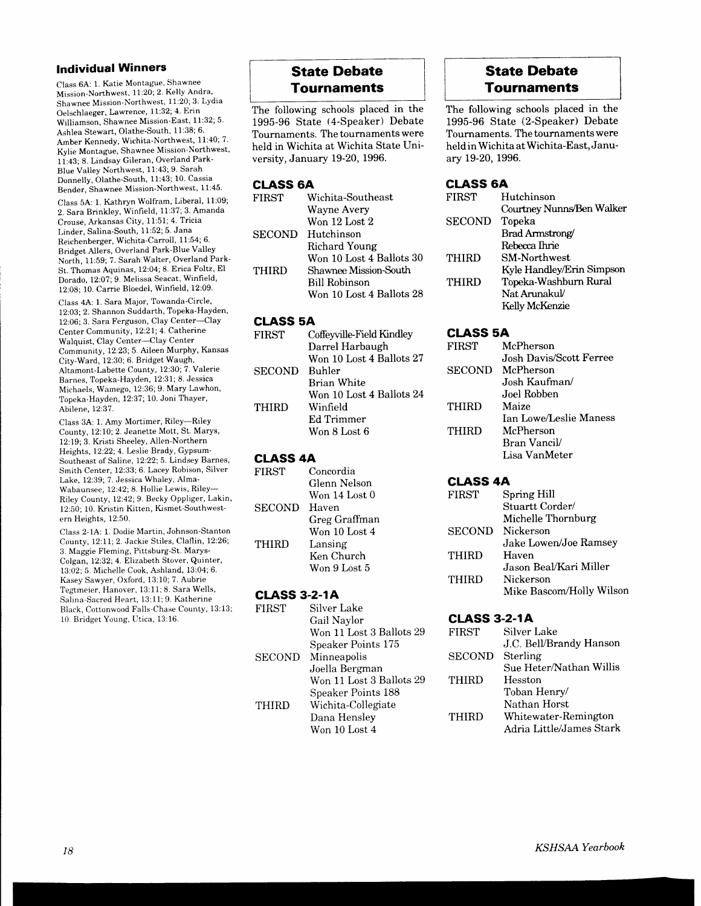### Individual Winners

Class 6A: 1. Katie Montague, Shawnee Mission-Northwest, 11:20; 2. Kelly Andra, Shawnee Mission-Northwest, 11:20; 3. Lydia Oelschlaeger, Lawrence, 11:32; 4. Erin Williamson, Shawnee Mission-East, 11:32; 5. Ashlea Stewart, Olathe-South, 11:38; 6. Amber Kennedy, Wichita-Northwest, 11:40; 7. Kylie Montague, Shawnee Mission-Northwest, 11:43; 8. Lindsay Gileran, Overland Park-Blue Valley Northwest, 11:43; 9. Sarah Donnelly, Olathe-South, 11:43; 10. Cassia Bender, Shawnee Mission-Northwest, 11:45.

Class 5A: 1. Kathryn Wolfram, Liberal, 11:09; 2. Sara Brinkley, Winfield, 11:37; 3. Amanda Crouse, Arkansas City, 11:51; 4. Tricia Linder, Salina-South, 11:52; 5. Jana Reichenberger, Wichita-Carroll, 11:54; 6. Bridget Allers, Overland Park-Blue Valley North, 11:59; 7. Sarah Walter, Overland Park-St. Thomas Aquinas, 12:04; 8. Erica Foltz, El Dorado, 12:07; 9. Melissa Seacat, Winfield, 12:08; 10. Carrie Bloedel, Winfield, 12:09.

Class 4A: 1. Sara Major, Towanda-Circle, 12:03; 2. Shannon Suddarth, Topeka-Hayden, 12:06; 3. Sara Ferguson, Clay Center—Clay Center Community, 12:21; 4. Catherine Walquist, Clay Center—Clay Center Community, 12:23; 5. Aileen Murphy, Kansas City-Ward, 12:30; 6. Bridget Waugh, Altamont-Labette County, 12:30; 7. Valerie Barnes, Topeka-Hayden, 12:31; 8. Jessica Michaels, Wamego, 12:36; 9. Mary Lawhon, Topeka-Hayden, 12:37; 10. Joni Thayer, Abilene, 12:37.

Class 3A: 1. Amy Mortimer, Riley—Riley County, 12:10; 2. Jeanette Mott, St. Marys, 12:19; 3. Kristi Sheeley, Allen-Northern Heights, 12:22; 4. Leslie Brady, Gypsum-Southeast of Saline, 12:22; 5. Lindsey Barnes, Smith Center, 12:33; 6. Lacey Robison, Silver Lake, 12:39; 7. Jessica Whaley, Alma-Wabaunsee, 12:42; 8. Hollie Lewis, Riley—Riley County, 12:42; 9. Becky Oppliger, Lakin, 12:50; 10. Kristin Kitten, Kismet-Southwestern Heights, 12:50.

Class 2-1A: 1. Dodie Martin, Johnson-Stanton County, 12:11; 2. Jackie Stiles, Claflin, 12:26; 3. Maggie Fleming, Pittsburg-St. Marys-Colgan, 12:32; 4. Elizabeth Stover, Quinter, 13:02; 5. Michelle Cook, Ashland, 13:04; 6. Kasey Sawyer, Oxford, 13:10; 7. Aubrie Tegtmeier, Hanover, 13:11; 8. Sara Wells, Salina-Sacred Heart, 13:11; 9. Katherine Black, Cottonwood Falls-Chase County, 13:13; 10. Bridget Young, Utica, 13:16.

## State Debate Tournaments

The following schools placed in the 1995-96 State (4-Speaker) Debate Tournaments. The tournaments were held in Wichita at Wichita State University, January 19-20, 1996.

### CLASS 6A

| | |
|---|---|
| FIRST | Wichita-Southeast<br>Wayne Avery<br>Won 12 Lost 2 |
| SECOND | Hutchinson<br>Richard Young<br>Won 10 Lost 4 Ballots 30 |
| THIRD | Shawnee Mission-South<br>Bill Robinson<br>Won 10 Lost 4 Ballots 28 |

### CLASS 5A

| | |
|---|---|
| FIRST | Coffeyville-Field Kindley<br>Darrel Harbaugh<br>Won 10 Lost 4 Ballots 27 |
| SECOND | Buhler<br>Brian White<br>Won 10 Lost 4 Ballots 24 |
| THIRD | Winfield<br>Ed Trimmer<br>Won 8 Lost 6 |

### CLASS 4A

| | |
|---|---|
| FIRST | Concordia<br>Glenn Nelson<br>Won 14 Lost 0 |
| SECOND | Haven<br>Greg Graffman<br>Won 10 Lost 4 |
| THIRD | Lansing<br>Ken Church<br>Won 9 Lost 5 |

### CLASS 3-2-1A

| | |
|---|---|
| FIRST | Silver Lake<br>Gail Naylor<br>Won 11 Lost 3 Ballots 29<br>Speaker Points 175 |
| SECOND | Minneapolis<br>Joella Bergman<br>Won 11 Lost 3 Ballots 29<br>Speaker Points 188 |
| THIRD | Wichita-Collegiate<br>Dana Hensley<br>Won 10 Lost 4 |

## State Debate Tournaments

The following schools placed in the 1995-96 State (2-Speaker) Debate Tournaments. The tournaments were held in Wichita at Wichita-East, January 19-20, 1996.

### CLASS 6A

| | |
|---|---|
| FIRST | Hutchinson<br>Courtney Nunns/Ben Walker |
| SECOND | Topeka<br>Brad Armstrong/<br>Rebecca Ihrie |
| THIRD | SM-Northwest<br>Kyle Handley/Erin Simpson |
| THIRD | Topeka-Washburn Rural<br>Nat Arunakul/<br>Kelly McKenzie |

### CLASS 5A

| | |
|---|---|
| FIRST | McPherson<br>Josh Davis/Scott Ferree |
| SECOND | McPherson<br>Josh Kaufman/<br>Joel Robben |
| THIRD | Maize<br>Ian Lowe/Leslie Maness |
| THIRD | McPherson<br>Bran Vancil/<br>Lisa VanMeter |

### CLASS 4A

| | |
|---|---|
| FIRST | Spring Hill<br>Stuartt Corder/<br>Michelle Thornburg |
| SECOND | Nickerson<br>Jake Lowen/Joe Ramsey |
| THIRD | Haven<br>Jason Beal/Kari Miller |
| THIRD | Nickerson<br>Mike Bascom/Holly Wilson |

### CLASS 3-2-1A

| | |
|---|---|
| FIRST | Silver Lake<br>J.C. Bell/Brandy Hanson |
| SECOND | Sterling<br>Sue Heter/Nathan Willis |
| THIRD | Hesston<br>Toban Henry/<br>Nathan Horst |
| THIRD | Whitewater-Remington<br>Adria Little/James Stark |